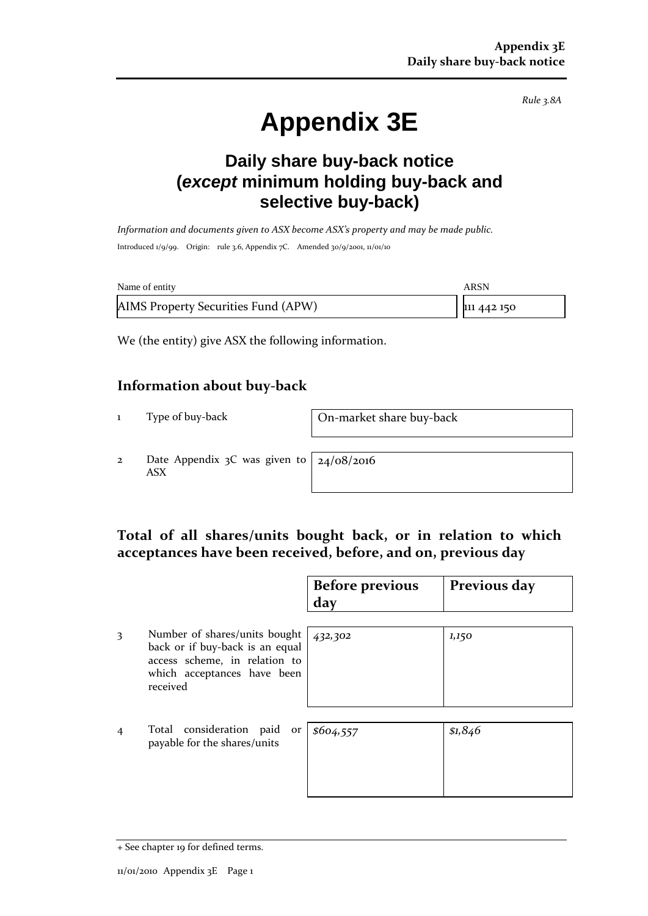*Rule 3.8A*

# Appendix 3E

## Daily share buy-back notice (*except* minimum holding buy-back and selective buy-back)

*Information and documents given to ASX become ASX's property and may be made public.*

Introduced 1/9/99. Origin: rule 3.6, Appendix 7C. Amended 30/9/2001, 11/01/10

| Name of entity | ARSN |
|---|---|
| AIMS Property Securities Fund (APW) | 111 442 150 |

We (the entity) give ASX the following information.

## Information about buy-back

| | | |
|---|---|---|
| 1 | Type of buy-back | On-market share buy-back |
| 2 | Date Appendix 3C was given to ASX | 24/08/2016 |

## Total of all shares/units bought back, or in relation to which acceptances have been received, before, and on, previous day

| | | Before previous day | Previous day |
|---|---|---|---|
| 3 | Number of shares/units bought back or if buy-back is an equal access scheme, in relation to which acceptances have been received | *432,302* | *1,150* |
| 4 | Total consideration paid or payable for the shares/units | *$604,557* | *$1,846* |

+ See chapter 19 for defined terms.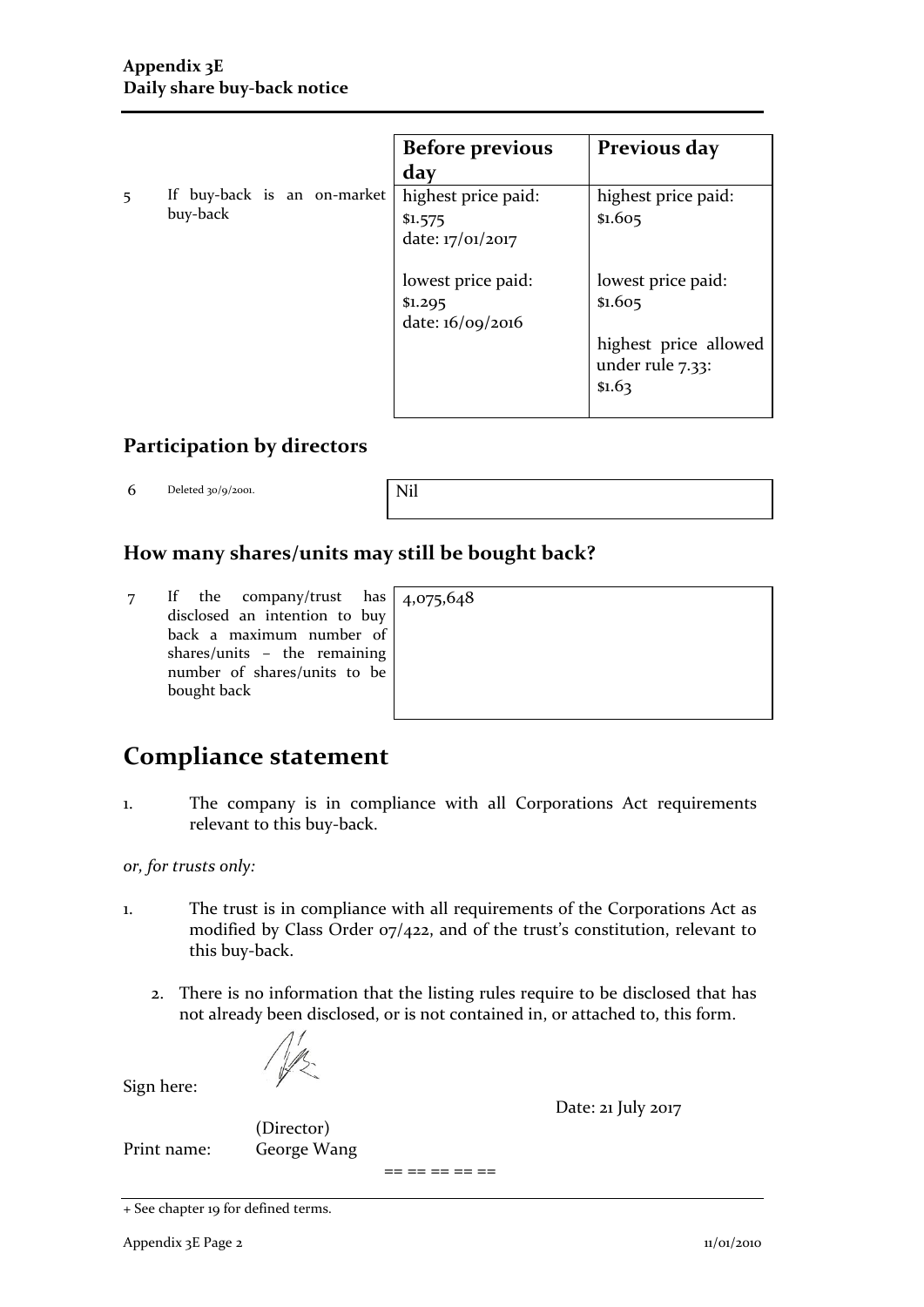| | | Before previous day | Previous day |
|---|---|---|---|
| 5 | If buy-back is an on-market buy-back | highest price paid: $1.575 date: 17/01/2017 | highest price paid: $1.605 |
| | | lowest price paid: $1.295 date: 16/09/2016 | lowest price paid: $1.605 |
| | | | highest price allowed under rule 7.33: $1.63 |

## Participation by directors

| | | |
|---|---|---|
| 6 | Deleted 30/9/2001. | Nil |

## How many shares/units may still be bought back?

| | | |
|---|---|---|
| 7 | If the company/trust has disclosed an intention to buy back a maximum number of shares/units – the remaining number of shares/units to be bought back | 4,075,648 |

# Compliance statement

1. The company is in compliance with all Corporations Act requirements relevant to this buy-back.

*or, for trusts only:*

1. The trust is in compliance with all requirements of the Corporations Act as modified by Class Order 07/422, and of the trust's constitution, relevant to this buy-back.

2. There is no information that the listing rules require to be disclosed that has not already been disclosed, or is not contained in, or attached to, this form.

Sign here:

Date: 21 July 2017

(Director)

Print name: George Wang

== == == == ==

+ See chapter 19 for defined terms.